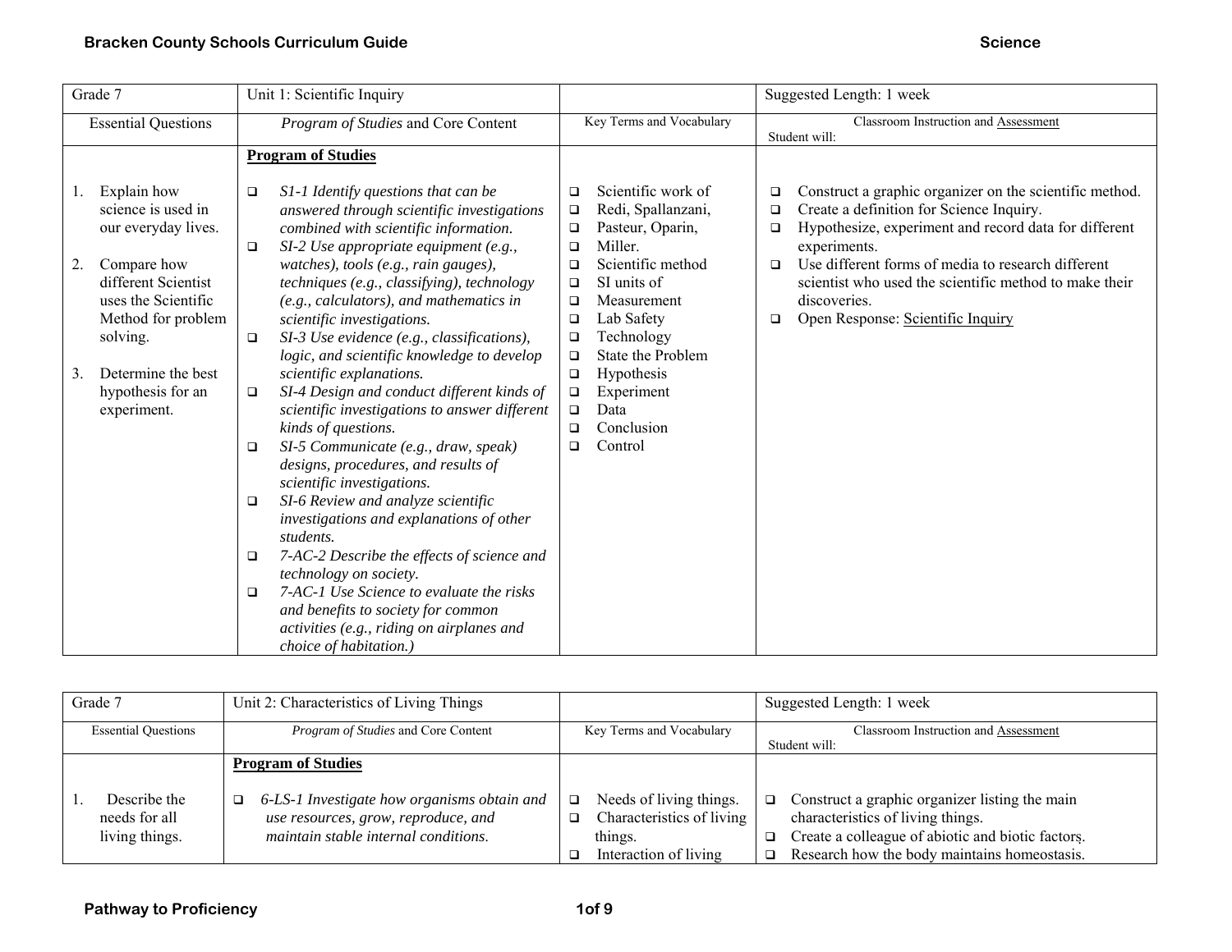| Grade 7 | Unit 1: Scientific Inquiry | | Suggested Length: 1 week |
|---|---|---|---|
| Essential Questions | *Program of Studies* and Core Content | Key Terms and Vocabulary | Classroom Instruction and Assessment<br>Student will: |
| 1. Explain how science is used in our everyday lives.<br><br>2. Compare how different Scientist uses the Scientific Method for problem solving.<br><br>3. Determine the best hypothesis for an experiment. | **Program of Studies**<br><br>❑ *S1-1 Identify questions that can be answered through scientific investigations combined with scientific information.*<br>❑ *SI-2 Use appropriate equipment (e.g., watches), tools (e.g., rain gauges), techniques (e.g., classifying), technology (e.g., calculators), and mathematics in scientific investigations.*<br>❑ *SI-3 Use evidence (e.g., classifications), logic, and scientific knowledge to develop scientific explanations.*<br>❑ *SI-4 Design and conduct different kinds of scientific investigations to answer different kinds of questions.*<br>❑ *SI-5 Communicate (e.g., draw, speak) designs, procedures, and results of scientific investigations.*<br>❑ *SI-6 Review and analyze scientific investigations and explanations of other students.*<br>❑ *7-AC-2 Describe the effects of science and technology on society.*<br>❑ *7-AC-1 Use Science to evaluate the risks and benefits to society for common activities (e.g., riding on airplanes and choice of habitation.)* | ❑ Scientific work of<br>❑ Redi, Spallanzani,<br>❑ Pasteur, Oparin,<br>❑ Miller.<br>❑ Scientific method<br>❑ SI units of<br>❑ Measurement<br>❑ Lab Safety<br>❑ Technology<br>❑ State the Problem<br>❑ Hypothesis<br>❑ Experiment<br>❑ Data<br>❑ Conclusion<br>❑ Control | ❑ Construct a graphic organizer on the scientific method.<br>❑ Create a definition for Science Inquiry.<br>❑ Hypothesize, experiment and record data for different experiments.<br>❑ Use different forms of media to research different scientist who used the scientific method to make their discoveries.<br>❑ Open Response: <u>Scientific Inquiry</u> |

| Grade 7 | Unit 2: Characteristics of Living Things | | Suggested Length: 1 week |
|---|---|---|---|
| Essential Questions | *Program of Studies* and Core Content | Key Terms and Vocabulary | Classroom Instruction and Assessment<br>Student will: |
| 1. Describe the needs for all living things. | **Program of Studies**<br><br>❑ *6-LS-1 Investigate how organisms obtain and use resources, grow, reproduce, and maintain stable internal conditions.* | ❑ Needs of living things.<br>❑ Characteristics of living things.<br>❑ Interaction of living | ❑ Construct a graphic organizer listing the main characteristics of living things.<br>❑ Create a colleague of abiotic and biotic factors.<br>❑ Research how the body maintains homeostasis. |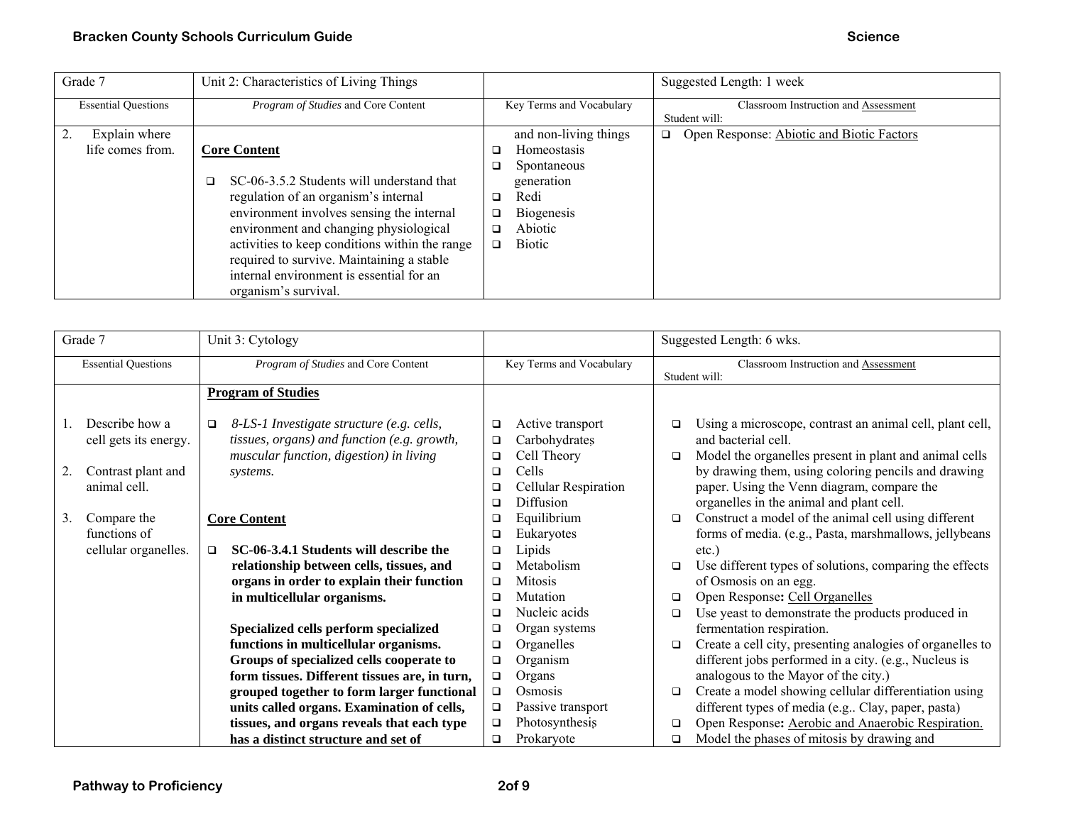| Grade 7 | Unit 2: Characteristics of Living Things | | Suggested Length: 1 week |
|---|---|---|---|
| Essential Questions | *Program of Studies* and Core Content | Key Terms and Vocabulary | Classroom Instruction and Assessment<br>Student will: |
| 2. Explain where life comes from. | **Core Content**<br><br>❑ SC-06-3.5.2 Students will understand that regulation of an organism's internal environment involves sensing the internal environment and changing physiological activities to keep conditions within the range required to survive. Maintaining a stable internal environment is essential for an organism's survival. | and non-living things<br>❑ Homeostasis<br>❑ Spontaneous generation<br>❑ Redi<br>❑ Biogenesis<br>❑ Abiotic<br>❑ Biotic | ❑ Open Response: Abiotic and Biotic Factors |

| Grade 7 | Unit 3: Cytology | | Suggested Length: 6 wks. |
|---|---|---|---|
| Essential Questions | *Program of Studies* and Core Content | Key Terms and Vocabulary | Classroom Instruction and Assessment<br>Student will: |
| 1. Describe how a cell gets its energy.<br><br>2. Contrast plant and animal cell.<br><br>3. Compare the functions of cellular organelles. | **Program of Studies**<br><br>❑ *8-LS-1 Investigate structure (e.g. cells, tissues, organs) and function (e.g. growth, muscular function, digestion) in living systems.*<br><br>**Core Content**<br><br>❑ **SC-06-3.4.1 Students will describe the relationship between cells, tissues, and organs in order to explain their function in multicellular organisms.**<br><br>**Specialized cells perform specialized functions in multicellular organisms. Groups of specialized cells cooperate to form tissues. Different tissues are, in turn, grouped together to form larger functional units called organs. Examination of cells, tissues, and organs reveals that each type has a distinct structure and set of** | ❑ Active transport<br>❑ Carbohydrates<br>❑ Cell Theory<br>❑ Cells<br>❑ Cellular Respiration<br>❑ Diffusion<br>❑ Equilibrium<br>❑ Eukaryotes<br>❑ Lipids<br>❑ Metabolism<br>❑ Mitosis<br>❑ Mutation<br>❑ Nucleic acids<br>❑ Organ systems<br>❑ Organelles<br>❑ Organism<br>❑ Organs<br>❑ Osmosis<br>❑ Passive transport<br>❑ Photosynthesis<br>❑ Prokaryote | ❑ Using a microscope, contrast an animal cell, plant cell, and bacterial cell.<br>❑ Model the organelles present in plant and animal cells by drawing them, using coloring pencils and drawing paper. Using the Venn diagram, compare the organelles in the animal and plant cell.<br>❑ Construct a model of the animal cell using different forms of media. (e.g., Pasta, marshmallows, jellybeans etc.)<br>❑ Use different types of solutions, comparing the effects of Osmosis on an egg.<br>❑ Open Response**:** Cell Organelles<br>❑ Use yeast to demonstrate the products produced in fermentation respiration.<br>❑ Create a cell city, presenting analogies of organelles to different jobs performed in a city. (e.g., Nucleus is analogous to the Mayor of the city.)<br>❑ Create a model showing cellular differentiation using different types of media (e.g.. Clay, paper, pasta)<br>❑ Open Response**:** Aerobic and Anaerobic Respiration.<br>❑ Model the phases of mitosis by drawing and |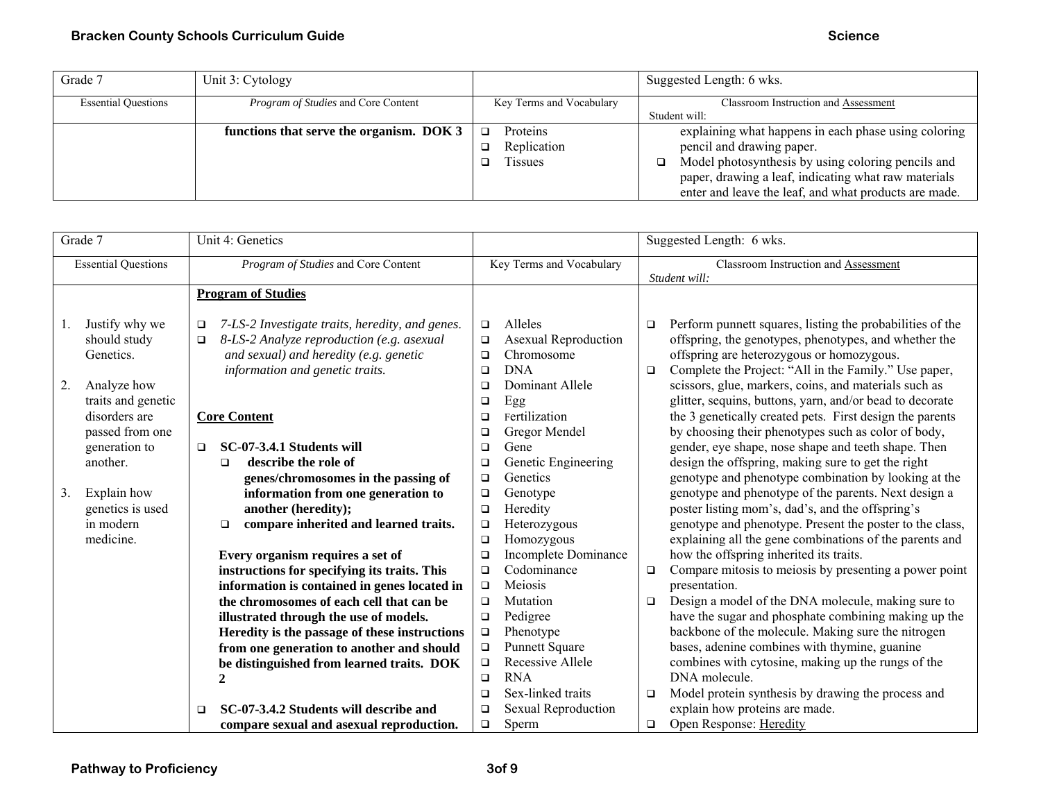| Grade 7 | Unit 3: Cytology | | Suggested Length: 6 wks. |
|---|---|---|---|
| Essential Questions | *Program of Studies* and Core Content | Key Terms and Vocabulary | Classroom Instruction and Assessment<br>Student will: |
| | **functions that serve the organism. DOK 3** | ❑ Proteins<br>❑ Replication<br>❑ Tissues | explaining what happens in each phase using coloring pencil and drawing paper.<br>❑ Model photosynthesis by using coloring pencils and paper, drawing a leaf, indicating what raw materials enter and leave the leaf, and what products are made. |

| Grade 7 | Unit 4: Genetics | | Suggested Length: 6 wks. |
|---|---|---|---|
| Essential Questions | *Program of Studies* and Core Content | Key Terms and Vocabulary | Classroom Instruction and Assessment<br>*Student will:* |
| 1. Justify why we should study Genetics.<br><br>2. Analyze how traits and genetic disorders are passed from one generation to another.<br><br>3. Explain how genetics is used in modern medicine. | **Program of Studies**<br><br>❑ *7-LS-2 Investigate traits, heredity, and genes.*<br>❑ *8-LS-2 Analyze reproduction (e.g. asexual and sexual) and heredity (e.g. genetic information and genetic traits.*<br><br>**Core Content**<br><br>❑ **SC-07-3.4.1 Students will**<br>❑ **describe the role of genes/chromosomes in the passing of information from one generation to another (heredity);**<br>❑ **compare inherited and learned traits.**<br><br>**Every organism requires a set of instructions for specifying its traits. This information is contained in genes located in the chromosomes of each cell that can be illustrated through the use of models. Heredity is the passage of these instructions from one generation to another and should be distinguished from learned traits. DOK 2**<br><br>❑ **SC-07-3.4.2 Students will describe and compare sexual and asexual reproduction.** | ❑ Alleles<br>❑ Asexual Reproduction<br>❑ Chromosome<br>❑ DNA<br>❑ Dominant Allele<br>❑ Egg<br>❑ Fertilization<br>❑ Gregor Mendel<br>❑ Gene<br>❑ Genetic Engineering<br>❑ Genetics<br>❑ Genotype<br>❑ Heredity<br>❑ Heterozygous<br>❑ Homozygous<br>❑ Incomplete Dominance<br>❑ Codominance<br>❑ Meiosis<br>❑ Mutation<br>❑ Pedigree<br>❑ Phenotype<br>❑ Punnett Square<br>❑ Recessive Allele<br>❑ RNA<br>❑ Sex-linked traits<br>❑ Sexual Reproduction<br>❑ Sperm | ❑ Perform punnett squares, listing the probabilities of the offspring, the genotypes, phenotypes, and whether the offspring are heterozygous or homozygous.<br>❑ Complete the Project: "All in the Family." Use paper, scissors, glue, markers, coins, and materials such as glitter, sequins, buttons, yarn, and/or bead to decorate the 3 genetically created pets. First design the parents by choosing their phenotypes such as color of body, gender, eye shape, nose shape and teeth shape. Then design the offspring, making sure to get the right genotype and phenotype combination by looking at the genotype and phenotype of the parents. Next design a poster listing mom's, dad's, and the offspring's genotype and phenotype. Present the poster to the class, explaining all the gene combinations of the parents and how the offspring inherited its traits.<br>❑ Compare mitosis to meiosis by presenting a power point presentation.<br>❑ Design a model of the DNA molecule, making sure to have the sugar and phosphate combining making up the backbone of the molecule. Making sure the nitrogen bases, adenine combines with thymine, guanine combines with cytosine, making up the rungs of the DNA molecule.<br>❑ Model protein synthesis by drawing the process and explain how proteins are made.<br>❑ Open Response: Heredity |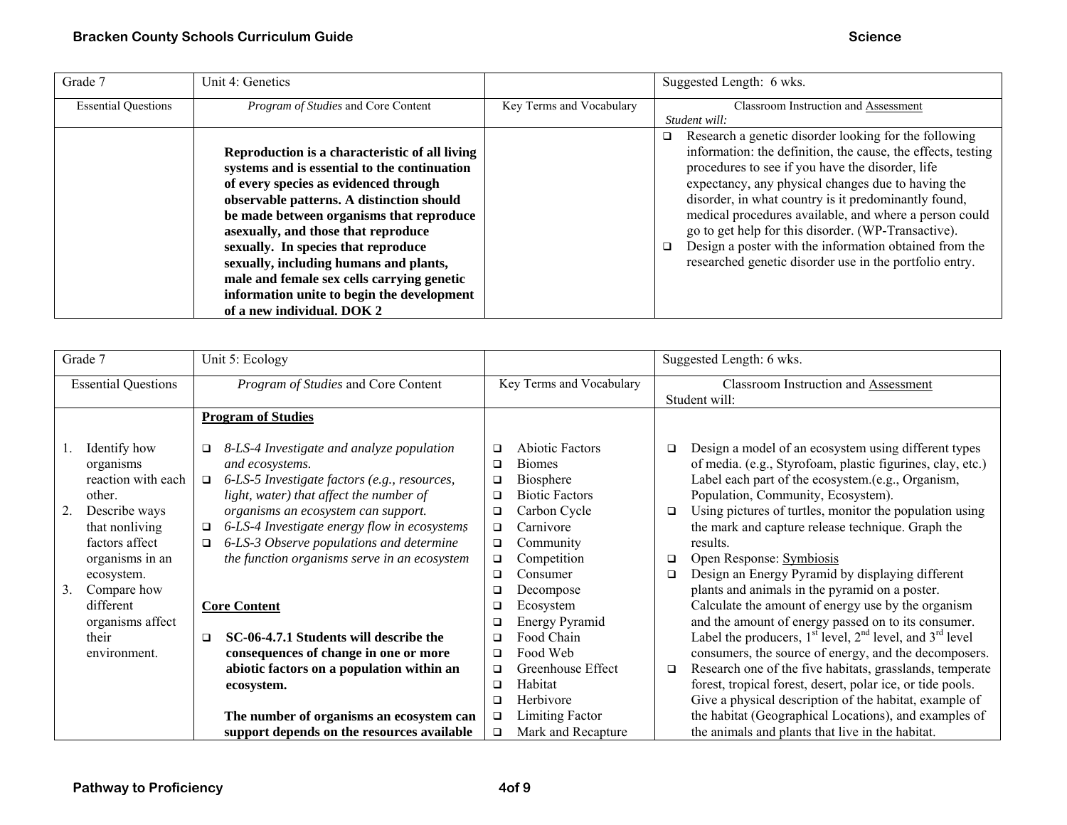| Grade 7 | Unit 4: Genetics | | Suggested Length: 6 wks. |
|---|---|---|---|
| Essential Questions | *Program of Studies* and Core Content | Key Terms and Vocabulary | Classroom Instruction and Assessment<br>*Student will:* |
| | **Reproduction is a characteristic of all living systems and is essential to the continuation of every species as evidenced through observable patterns. A distinction should be made between organisms that reproduce asexually, and those that reproduce sexually. In species that reproduce sexually, including humans and plants, male and female sex cells carrying genetic information unite to begin the development of a new individual. DOK 2** | | ❑ Research a genetic disorder looking for the following information: the definition, the cause, the effects, testing procedures to see if you have the disorder, life expectancy, any physical changes due to having the disorder, in what country is it predominantly found, medical procedures available, and where a person could go to get help for this disorder. (WP-Transactive).<br>❑ Design a poster with the information obtained from the researched genetic disorder use in the portfolio entry. |

| Grade 7 | Unit 5: Ecology | | Suggested Length: 6 wks. |
|---|---|---|---|
| Essential Questions | *Program of Studies* and Core Content | Key Terms and Vocabulary | Classroom Instruction and Assessment<br>Student will: |
| 1. Identify how organisms reaction with each other.<br>2. Describe ways that nonliving factors affect organisms in an ecosystem.<br>3. Compare how different organisms affect their environment. | **Program of Studies**<br><br>❑ *8-LS-4 Investigate and analyze population and ecosystems.*<br>❑ *6-LS-5 Investigate factors (e.g., resources, light, water) that affect the number of organisms an ecosystem can support.*<br>❑ *6-LS-4 Investigate energy flow in ecosystems*<br>❑ *6-LS-3 Observe populations and determine the function organisms serve in an ecosystem*<br><br>**Core Content**<br><br>❑ **SC-06-4.7.1 Students will describe the consequences of change in one or more abiotic factors on a population within an ecosystem.**<br><br>**The number of organisms an ecosystem can support depends on the resources available** | ❑ Abiotic Factors<br>❑ Biomes<br>❑ Biosphere<br>❑ Biotic Factors<br>❑ Carbon Cycle<br>❑ Carnivore<br>❑ Community<br>❑ Competition<br>❑ Consumer<br>❑ Decompose<br>❑ Ecosystem<br>❑ Energy Pyramid<br>❑ Food Chain<br>❑ Food Web<br>❑ Greenhouse Effect<br>❑ Habitat<br>❑ Herbivore<br>❑ Limiting Factor<br>❑ Mark and Recapture | ❑ Design a model of an ecosystem using different types of media. (e.g., Styrofoam, plastic figurines, clay, etc.) Label each part of the ecosystem.(e.g., Organism, Population, Community, Ecosystem).<br>❑ Using pictures of turtles, monitor the population using the mark and capture release technique. Graph the results.<br>❑ Open Response: Symbiosis<br>❑ Design an Energy Pyramid by displaying different plants and animals in the pyramid on a poster. Calculate the amount of energy use by the organism and the amount of energy passed on to its consumer. Label the producers, 1st level, 2nd level, and 3rd level consumers, the source of energy, and the decomposers.<br>❑ Research one of the five habitats, grasslands, temperate forest, tropical forest, desert, polar ice, or tide pools. Give a physical description of the habitat, example of the habitat (Geographical Locations), and examples of the animals and plants that live in the habitat. |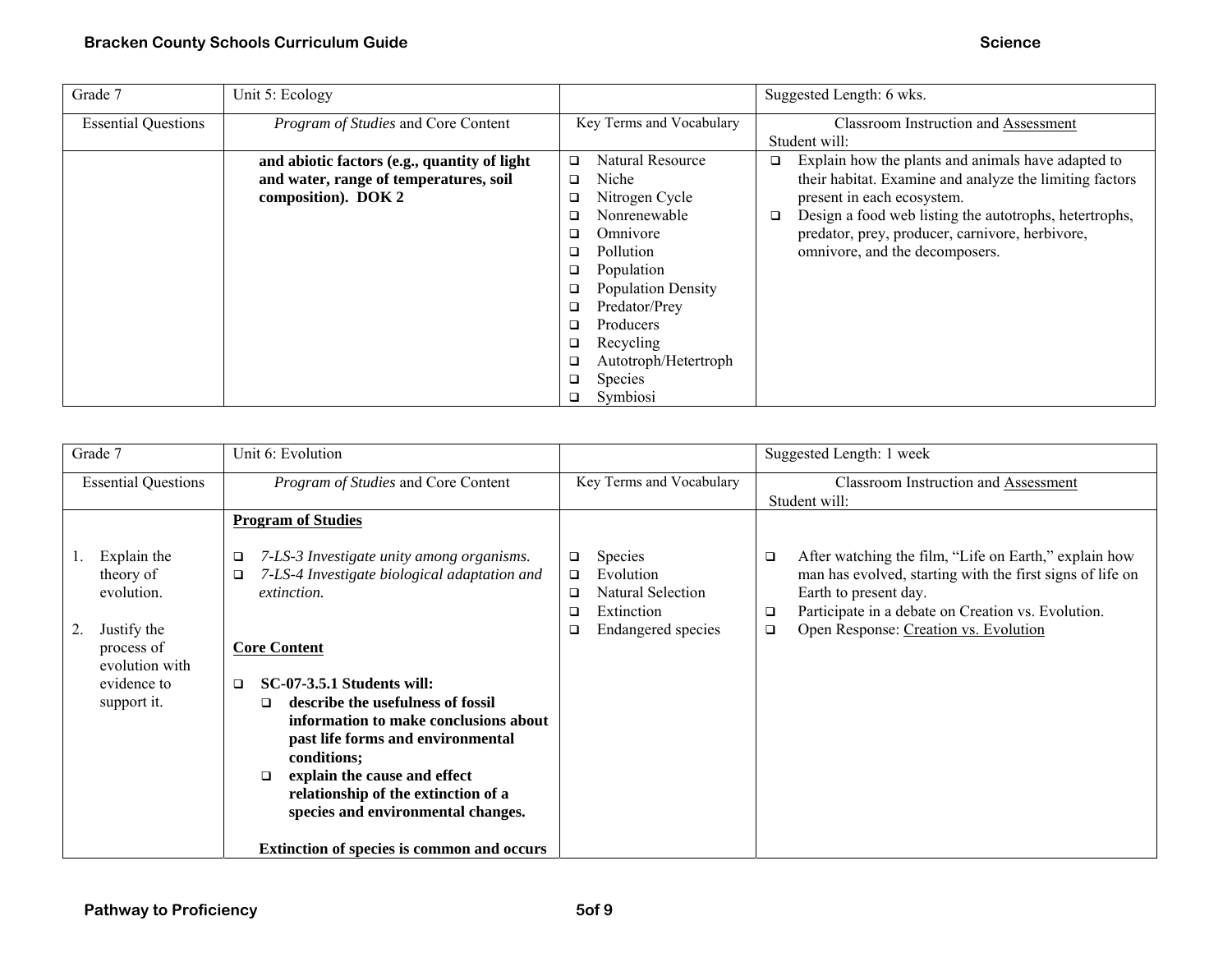| Grade 7 | Unit 5: Ecology | | Suggested Length: 6 wks. |
|---|---|---|---|
| Essential Questions | *Program of Studies* and Core Content | Key Terms and Vocabulary | Classroom Instruction and Assessment<br>Student will: |
| | **and abiotic factors (e.g., quantity of light and water, range of temperatures, soil composition). DOK 2** | ❑ Natural Resource<br>❑ Niche<br>❑ Nitrogen Cycle<br>❑ Nonrenewable<br>❑ Omnivore<br>❑ Pollution<br>❑ Population<br>❑ Population Density<br>❑ Predator/Prey<br>❑ Producers<br>❑ Recycling<br>❑ Autotroph/Hetertroph<br>❑ Species<br>❑ Symbiosi | ❑ Explain how the plants and animals have adapted to their habitat. Examine and analyze the limiting factors present in each ecosystem.<br>❑ Design a food web listing the autotrophs, hetertrophs, predator, prey, producer, carnivore, herbivore, omnivore, and the decomposers. |

| Grade 7 | Unit 6: Evolution | | Suggested Length: 1 week |
|---|---|---|---|
| Essential Questions | *Program of Studies* and Core Content | Key Terms and Vocabulary | Classroom Instruction and Assessment<br>Student will: |
| 1. Explain the theory of evolution.<br><br>2. Justify the process of evolution with evidence to support it. | **Program of Studies**<br><br>❑ *7-LS-3 Investigate unity among organisms.*<br>❑ *7-LS-4 Investigate biological adaptation and extinction.*<br><br>**Core Content**<br><br>❑ **SC-07-3.5.1 Students will:**<br>❑ **describe the usefulness of fossil information to make conclusions about past life forms and environmental conditions;**<br>❑ **explain the cause and effect relationship of the extinction of a species and environmental changes.**<br><br>**Extinction of species is common and occurs** | ❑ Species<br>❑ Evolution<br>❑ Natural Selection<br>❑ Extinction<br>❑ Endangered species | ❑ After watching the film, "Life on Earth," explain how man has evolved, starting with the first signs of life on Earth to present day.<br>❑ Participate in a debate on Creation vs. Evolution.<br>❑ Open Response: Creation vs. Evolution |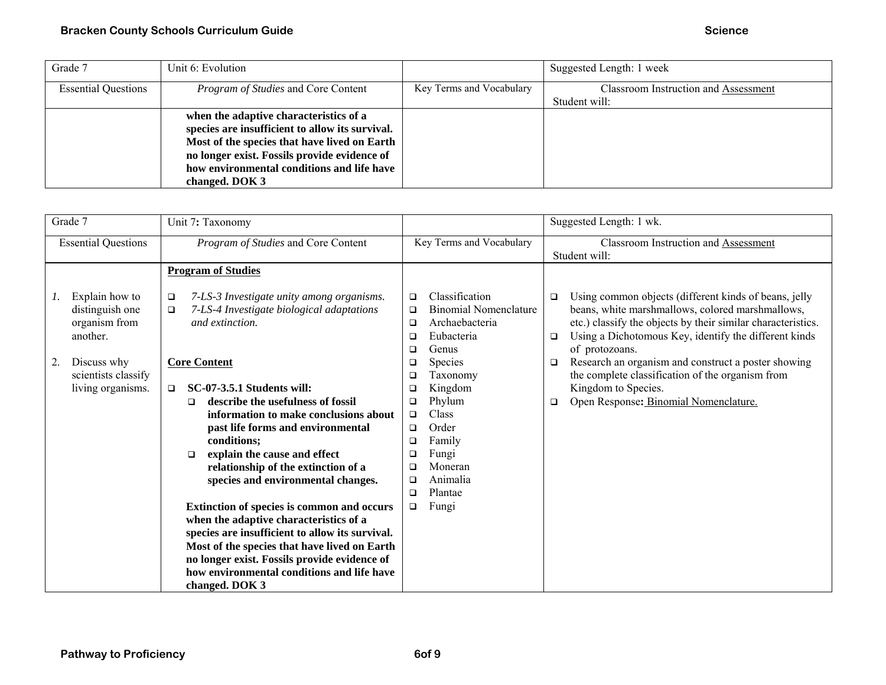| Grade 7 | Unit 6: Evolution | | Suggested Length: 1 week |
|---|---|---|---|
| Essential Questions | *Program of Studies* and Core Content | Key Terms and Vocabulary | Classroom Instruction and Assessment<br>Student will: |
| | **when the adaptive characteristics of a species are insufficient to allow its survival. Most of the species that have lived on Earth no longer exist. Fossils provide evidence of how environmental conditions and life have changed. DOK 3** | | |

| Grade 7 | Unit 7**:** Taxonomy | | Suggested Length: 1 wk. |
|---|---|---|---|
| Essential Questions | *Program of Studies* and Core Content | Key Terms and Vocabulary | Classroom Instruction and Assessment<br>Student will: |
| *1.* Explain how to distinguish one organism from another.<br><br>2. Discuss why scientists classify living organisms. | **Program of Studies**<br><br>❑ *7-LS-3 Investigate unity among organisms.*<br>❑ *7-LS-4 Investigate biological adaptations and extinction.*<br><br>**Core Content**<br><br>❑ **SC-07-3.5.1 Students will:**<br>❑ **describe the usefulness of fossil information to make conclusions about past life forms and environmental conditions;**<br>❑ **explain the cause and effect relationship of the extinction of a species and environmental changes.**<br><br>**Extinction of species is common and occurs when the adaptive characteristics of a species are insufficient to allow its survival. Most of the species that have lived on Earth no longer exist. Fossils provide evidence of how environmental conditions and life have changed. DOK 3** | ❑ Classification<br>❑ Binomial Nomenclature<br>❑ Archaebacteria<br>❑ Eubacteria<br>❑ Genus<br>❑ Species<br>❑ Taxonomy<br>❑ Kingdom<br>❑ Phylum<br>❑ Class<br>❑ Order<br>❑ Family<br>❑ Fungi<br>❑ Moneran<br>❑ Animalia<br>❑ Plantae<br>❑ Fungi | ❑ Using common objects (different kinds of beans, jelly beans, white marshmallows, colored marshmallows, etc.) classify the objects by their similar characteristics.<br>❑ Using a Dichotomous Key, identify the different kinds of protozoans.<br>❑ Research an organism and construct a poster showing the complete classification of the organism from Kingdom to Species.<br>❑ Open Response**:** Binomial Nomenclature. |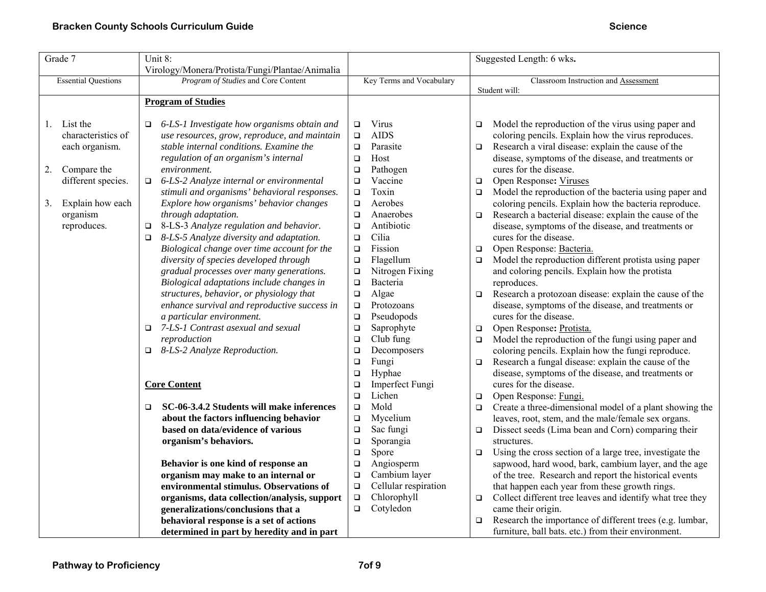| Grade 7 | Unit 8: Virology/Monera/Protista/Fungi/Plantae/Animalia | | Suggested Length: 6 wks**.** |
|---|---|---|---|
| Essential Questions | *Program of Studies* and Core Content | Key Terms and Vocabulary | Classroom Instruction and Assessment<br>Student will: |
| 1. List the characteristics of each organism.<br><br>2. Compare the different species.<br><br>3. Explain how each organism reproduces. | **Program of Studies**<br><br>❑ *6-LS-1 Investigate how organisms obtain and use resources, grow, reproduce, and maintain stable internal conditions. Examine the regulation of an organism's internal environment.*<br>❑ *6-LS-2 Analyze internal or environmental stimuli and organisms' behavioral responses. Explore how organisms' behavior changes through adaptation.*<br>❑ 8-LS-3 *Analyze regulation and behavior.*<br>❑ *8-LS-5 Analyze diversity and adaptation. Biological change over time account for the diversity of species developed through gradual processes over many generations. Biological adaptations include changes in structures, behavior, or physiology that enhance survival and reproductive success in a particular environment.*<br>❑ *7-LS-1 Contrast asexual and sexual reproduction*<br>❑ *8-LS-2 Analyze Reproduction.*<br><br>**Core Content**<br><br>❑ **SC-06-3.4.2 Students will make inferences about the factors influencing behavior based on data/evidence of various organism's behaviors.**<br><br>**Behavior is one kind of response an organism may make to an internal or environmental stimulus. Observations of organisms, data collection/analysis, support generalizations/conclusions that a behavioral response is a set of actions determined in part by heredity and in part** | ❑ Virus<br>❑ AIDS<br>❑ Parasite<br>❑ Host<br>❑ Pathogen<br>❑ Vaccine<br>❑ Toxin<br>❑ Aerobes<br>❑ Anaerobes<br>❑ Antibiotic<br>❑ Cilia<br>❑ Fission<br>❑ Flagellum<br>❑ Nitrogen Fixing<br>❑ Bacteria<br>❑ Algae<br>❑ Protozoans<br>❑ Pseudopods<br>❑ Saprophyte<br>❑ Club fung<br>❑ Decomposers<br>❑ Fungi<br>❑ Hyphae<br>❑ Imperfect Fungi<br>❑ Lichen<br>❑ Mold<br>❑ Mycelium<br>❑ Sac fungi<br>❑ Sporangia<br>❑ Spore<br>❑ Angiosperm<br>❑ Cambium layer<br>❑ Cellular respiration<br>❑ Chlorophyll<br>❑ Cotyledon | ❑ Model the reproduction of the virus using paper and coloring pencils. Explain how the virus reproduces.<br>❑ Research a viral disease: explain the cause of the disease, symptoms of the disease, and treatments or cures for the disease.<br>❑ Open Response**:** Viruses<br>❑ Model the reproduction of the bacteria using paper and coloring pencils. Explain how the bacteria reproduce.<br>❑ Research a bacterial disease: explain the cause of the disease, symptoms of the disease, and treatments or cures for the disease.<br>❑ Open Response: Bacteria.<br>❑ Model the reproduction different protista using paper and coloring pencils. Explain how the protista reproduces.<br>❑ Research a protozoan disease: explain the cause of the disease, symptoms of the disease, and treatments or cures for the disease.<br>❑ Open Response**:** Protista.<br>❑ Model the reproduction of the fungi using paper and coloring pencils. Explain how the fungi reproduce.<br>❑ Research a fungal disease: explain the cause of the disease, symptoms of the disease, and treatments or cures for the disease.<br>❑ Open Response: Fungi.<br>❑ Create a three-dimensional model of a plant showing the leaves, root, stem, and the male/female sex organs.<br>❑ Dissect seeds (Lima bean and Corn) comparing their structures.<br>❑ Using the cross section of a large tree, investigate the sapwood, hard wood, bark, cambium layer, and the age of the tree. Research and report the historical events that happen each year from these growth rings.<br>❑ Collect different tree leaves and identify what tree they came their origin.<br>❑ Research the importance of different trees (e.g. lumbar, furniture, ball bats. etc.) from their environment. |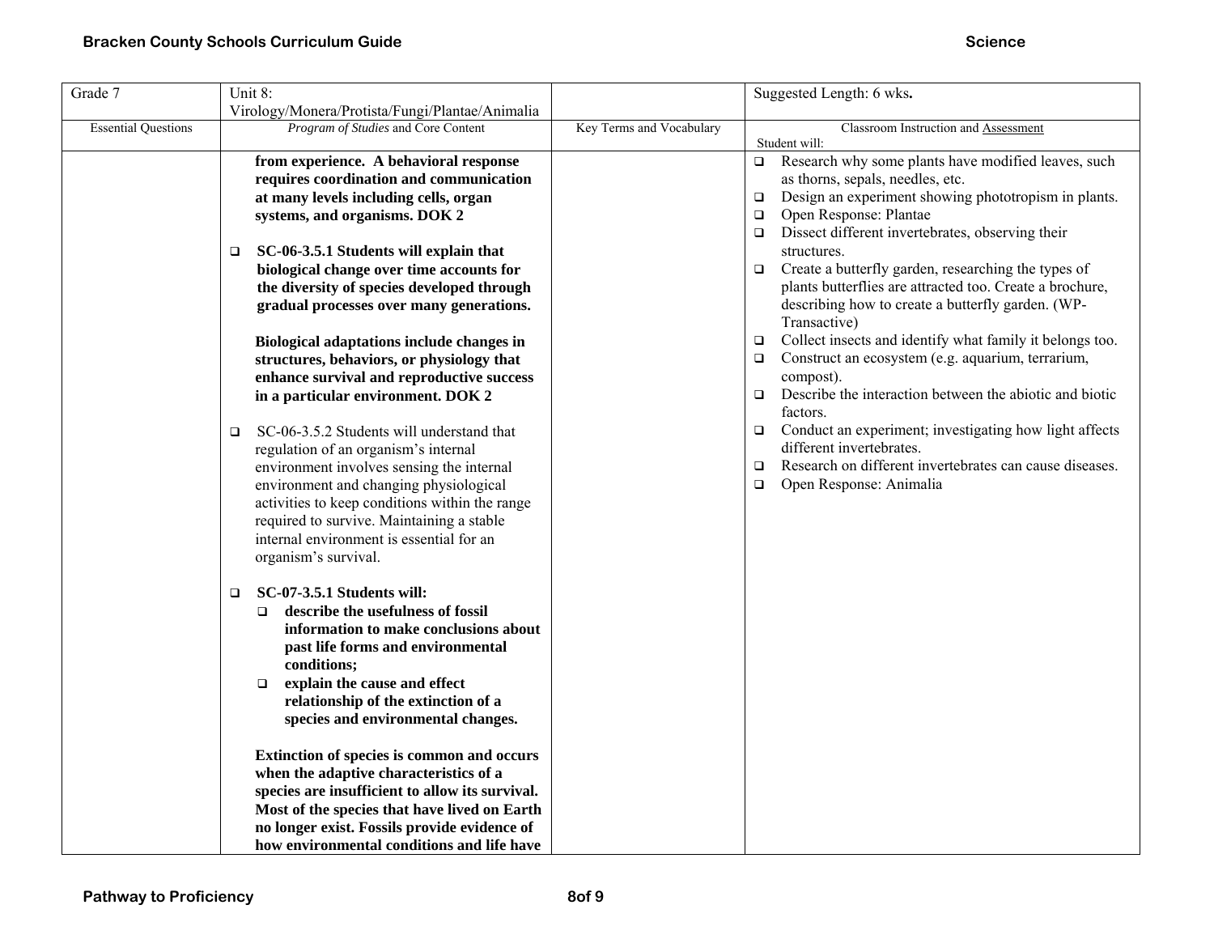| Grade 7 | Unit 8: Virology/Monera/Protista/Fungi/Plantae/Animalia | | Suggested Length: 6 wks**.** |
|---|---|---|---|
| Essential Questions | *Program of Studies* and Core Content | Key Terms and Vocabulary | Classroom Instruction and Assessment<br>Student will: |
| | **from experience. A behavioral response requires coordination and communication at many levels including cells, organ systems, and organisms. DOK 2**<br><br>❑ **SC-06-3.5.1 Students will explain that biological change over time accounts for the diversity of species developed through gradual processes over many generations.**<br><br>**Biological adaptations include changes in structures, behaviors, or physiology that enhance survival and reproductive success in a particular environment. DOK 2**<br><br>❑ SC-06-3.5.2 Students will understand that regulation of an organism's internal environment involves sensing the internal environment and changing physiological activities to keep conditions within the range required to survive. Maintaining a stable internal environment is essential for an organism's survival.<br><br>❑ **SC-07-3.5.1 Students will:**<br>❑ **describe the usefulness of fossil information to make conclusions about past life forms and environmental conditions;**<br>❑ **explain the cause and effect relationship of the extinction of a species and environmental changes.**<br><br>**Extinction of species is common and occurs when the adaptive characteristics of a species are insufficient to allow its survival. Most of the species that have lived on Earth no longer exist. Fossils provide evidence of how environmental conditions and life have** | | ❑ Research why some plants have modified leaves, such as thorns, sepals, needles, etc.<br>❑ Design an experiment showing phototropism in plants.<br>❑ Open Response: Plantae<br>❑ Dissect different invertebrates, observing their structures.<br>❑ Create a butterfly garden, researching the types of plants butterflies are attracted too. Create a brochure, describing how to create a butterfly garden. (WP-Transactive)<br>❑ Collect insects and identify what family it belongs too.<br>❑ Construct an ecosystem (e.g. aquarium, terrarium, compost).<br>❑ Describe the interaction between the abiotic and biotic factors.<br>❑ Conduct an experiment; investigating how light affects different invertebrates.<br>❑ Research on different invertebrates can cause diseases.<br>❑ Open Response: Animalia |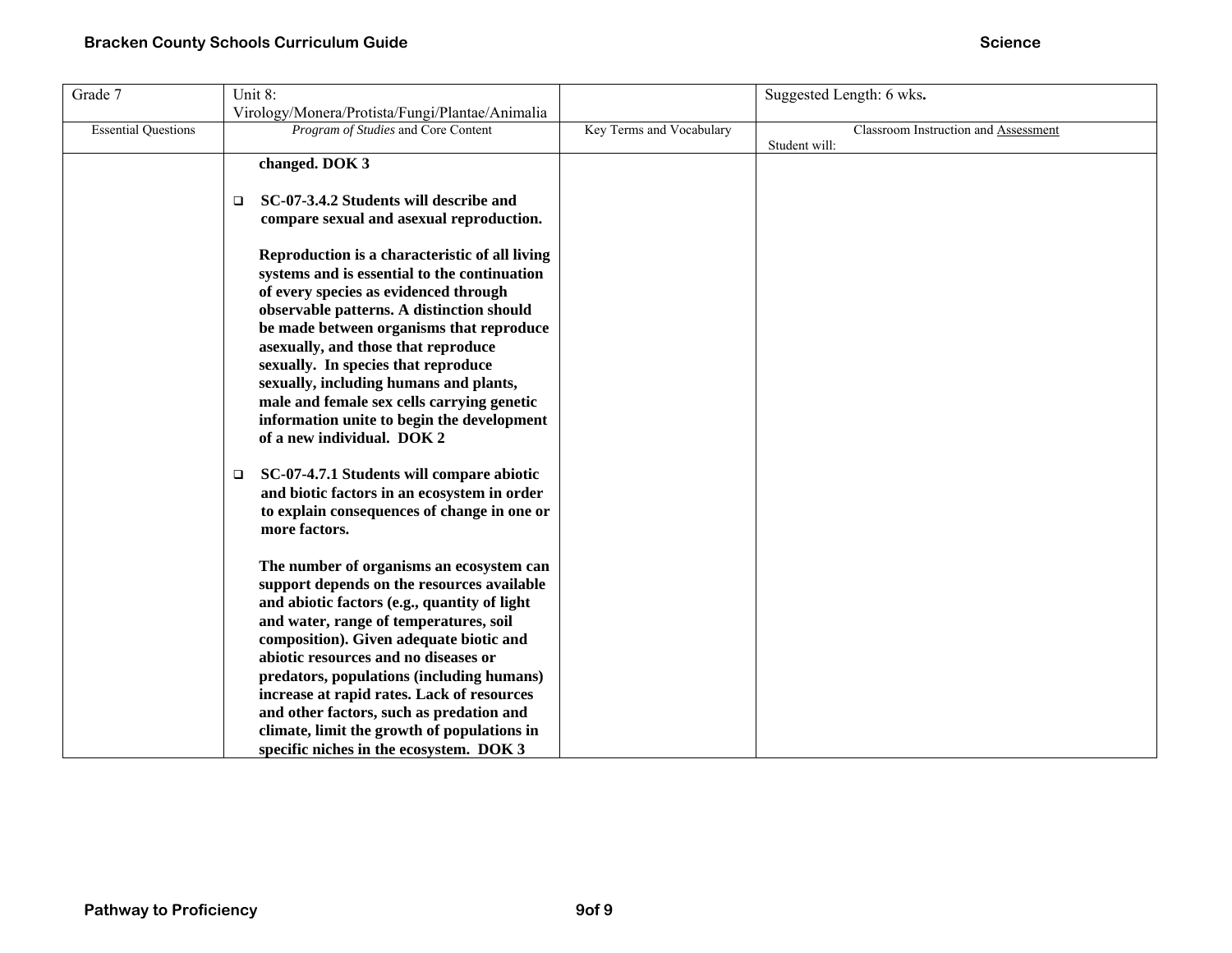| Grade 7 | Unit 8: Virology/Monera/Protista/Fungi/Plantae/Animalia | | Suggested Length: 6 wks**.** |
|---|---|---|---|
| Essential Questions | *Program of Studies* and Core Content | Key Terms and Vocabulary | Classroom Instruction and Assessment<br>Student will: |
| | **changed. DOK 3**<br><br>❑ **SC-07-3.4.2 Students will describe and compare sexual and asexual reproduction.**<br><br>**Reproduction is a characteristic of all living systems and is essential to the continuation of every species as evidenced through observable patterns. A distinction should be made between organisms that reproduce asexually, and those that reproduce sexually. In species that reproduce sexually, including humans and plants, male and female sex cells carrying genetic information unite to begin the development of a new individual. DOK 2**<br><br>❑ **SC-07-4.7.1 Students will compare abiotic and biotic factors in an ecosystem in order to explain consequences of change in one or more factors.**<br><br>**The number of organisms an ecosystem can support depends on the resources available and abiotic factors (e.g., quantity of light and water, range of temperatures, soil composition). Given adequate biotic and abiotic resources and no diseases or predators, populations (including humans) increase at rapid rates. Lack of resources and other factors, such as predation and climate, limit the growth of populations in specific niches in the ecosystem. DOK 3** | | |